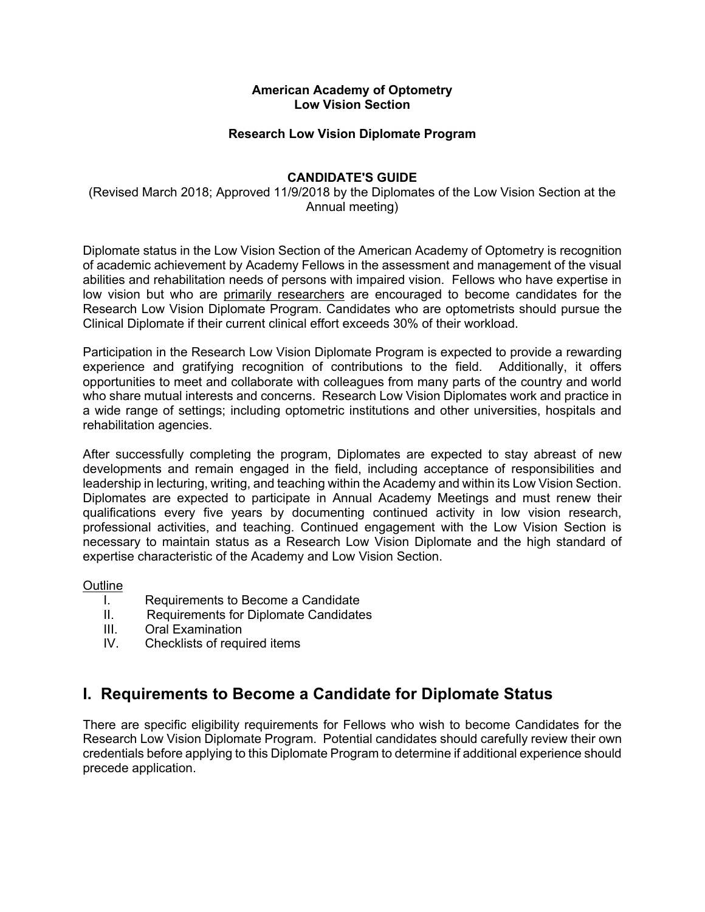**American Academy of Optometry**
**Low Vision Section**

**Research Low Vision Diplomate Program**

**CANDIDATE'S GUIDE**

(Revised March 2018; Approved 11/9/2018 by the Diplomates of the Low Vision Section at the Annual meeting)

Diplomate status in the Low Vision Section of the American Academy of Optometry is recognition of academic achievement by Academy Fellows in the assessment and management of the visual abilities and rehabilitation needs of persons with impaired vision. Fellows who have expertise in low vision but who are primarily researchers are encouraged to become candidates for the Research Low Vision Diplomate Program. Candidates who are optometrists should pursue the Clinical Diplomate if their current clinical effort exceeds 30% of their workload.

Participation in the Research Low Vision Diplomate Program is expected to provide a rewarding experience and gratifying recognition of contributions to the field. Additionally, it offers opportunities to meet and collaborate with colleagues from many parts of the country and world who share mutual interests and concerns. Research Low Vision Diplomates work and practice in a wide range of settings; including optometric institutions and other universities, hospitals and rehabilitation agencies.

After successfully completing the program, Diplomates are expected to stay abreast of new developments and remain engaged in the field, including acceptance of responsibilities and leadership in lecturing, writing, and teaching within the Academy and within its Low Vision Section. Diplomates are expected to participate in Annual Academy Meetings and must renew their qualifications every five years by documenting continued activity in low vision research, professional activities, and teaching. Continued engagement with the Low Vision Section is necessary to maintain status as a Research Low Vision Diplomate and the high standard of expertise characteristic of the Academy and Low Vision Section.

Outline

- I. Requirements to Become a Candidate
- II. Requirements for Diplomate Candidates
- III. Oral Examination
- IV. Checklists of required items

## I. Requirements to Become a Candidate for Diplomate Status

There are specific eligibility requirements for Fellows who wish to become Candidates for the Research Low Vision Diplomate Program. Potential candidates should carefully review their own credentials before applying to this Diplomate Program to determine if additional experience should precede application.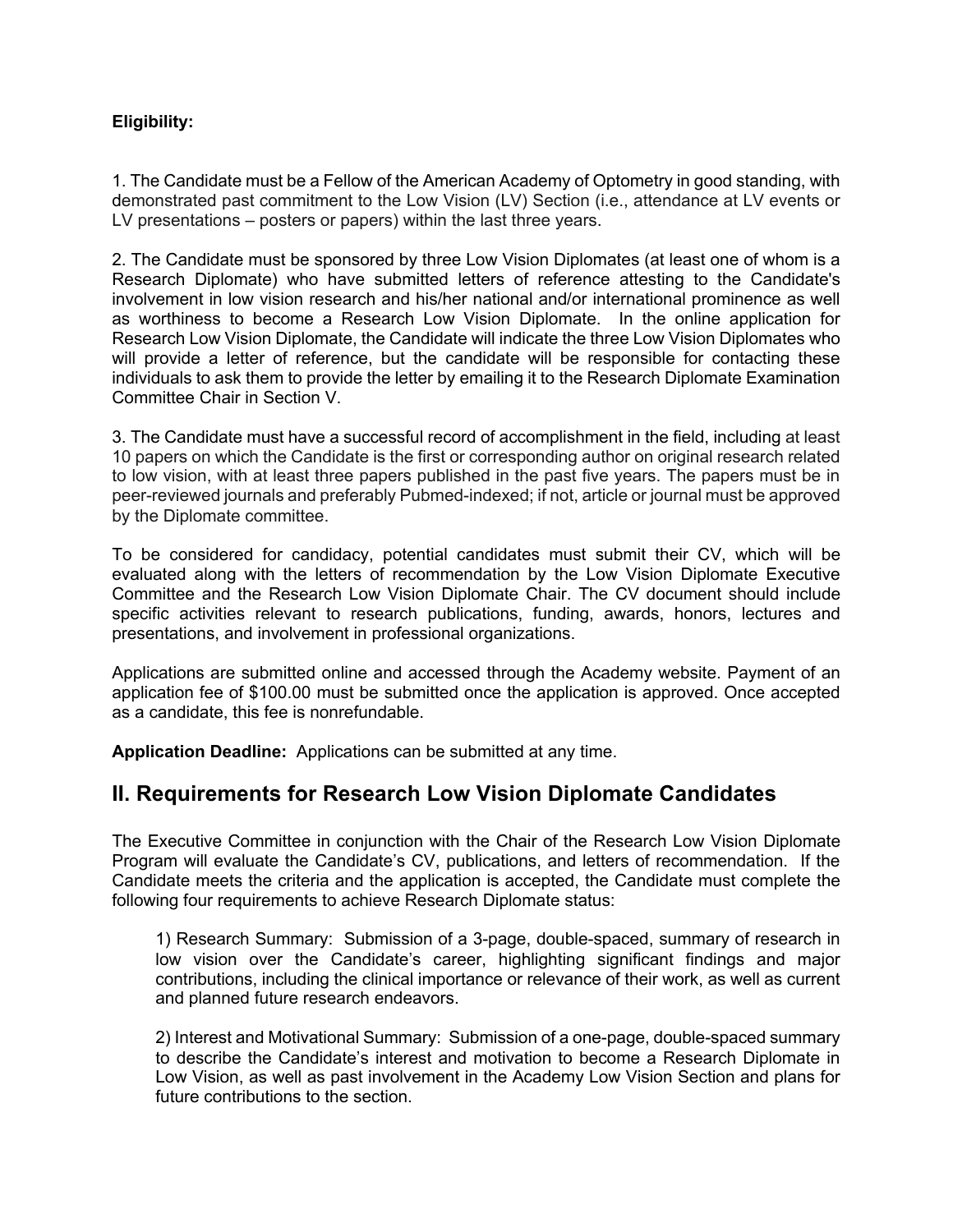**Eligibility:**

1. The Candidate must be a Fellow of the American Academy of Optometry in good standing, with demonstrated past commitment to the Low Vision (LV) Section (i.e., attendance at LV events or LV presentations – posters or papers) within the last three years.

2. The Candidate must be sponsored by three Low Vision Diplomates (at least one of whom is a Research Diplomate) who have submitted letters of reference attesting to the Candidate's involvement in low vision research and his/her national and/or international prominence as well as worthiness to become a Research Low Vision Diplomate. In the online application for Research Low Vision Diplomate, the Candidate will indicate the three Low Vision Diplomates who will provide a letter of reference, but the candidate will be responsible for contacting these individuals to ask them to provide the letter by emailing it to the Research Diplomate Examination Committee Chair in Section V.

3. The Candidate must have a successful record of accomplishment in the field, including at least 10 papers on which the Candidate is the first or corresponding author on original research related to low vision, with at least three papers published in the past five years. The papers must be in peer-reviewed journals and preferably Pubmed-indexed; if not, article or journal must be approved by the Diplomate committee.

To be considered for candidacy, potential candidates must submit their CV, which will be evaluated along with the letters of recommendation by the Low Vision Diplomate Executive Committee and the Research Low Vision Diplomate Chair. The CV document should include specific activities relevant to research publications, funding, awards, honors, lectures and presentations, and involvement in professional organizations.

Applications are submitted online and accessed through the Academy website. Payment of an application fee of $100.00 must be submitted once the application is approved. Once accepted as a candidate, this fee is nonrefundable.

**Application Deadline:** Applications can be submitted at any time.

## II. Requirements for Research Low Vision Diplomate Candidates

The Executive Committee in conjunction with the Chair of the Research Low Vision Diplomate Program will evaluate the Candidate's CV, publications, and letters of recommendation. If the Candidate meets the criteria and the application is accepted, the Candidate must complete the following four requirements to achieve Research Diplomate status:

1) Research Summary: Submission of a 3-page, double-spaced, summary of research in low vision over the Candidate's career, highlighting significant findings and major contributions, including the clinical importance or relevance of their work, as well as current and planned future research endeavors.

2) Interest and Motivational Summary: Submission of a one-page, double-spaced summary to describe the Candidate's interest and motivation to become a Research Diplomate in Low Vision, as well as past involvement in the Academy Low Vision Section and plans for future contributions to the section.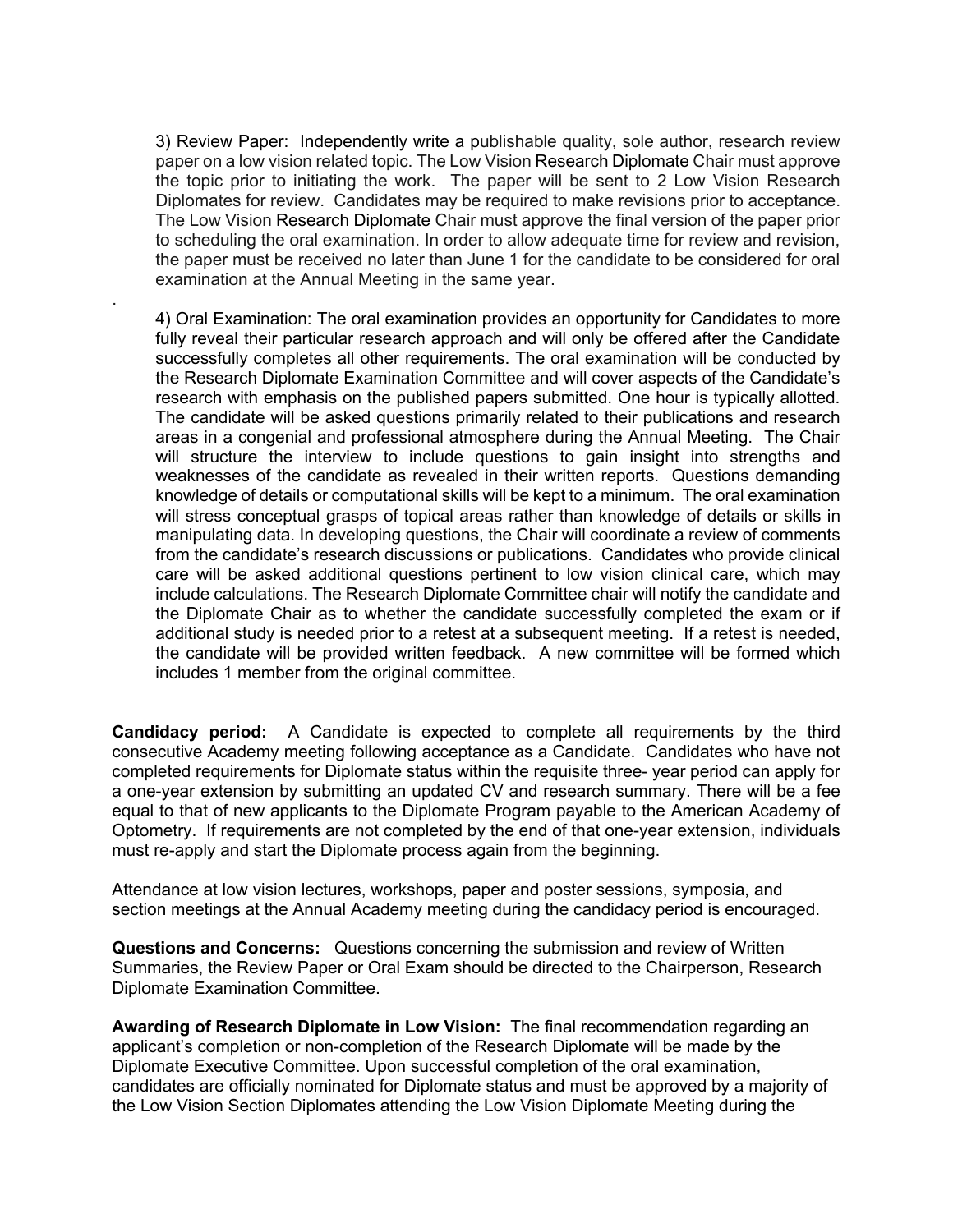3) Review Paper: Independently write a publishable quality, sole author, research review paper on a low vision related topic. The Low Vision Research Diplomate Chair must approve the topic prior to initiating the work. The paper will be sent to 2 Low Vision Research Diplomates for review. Candidates may be required to make revisions prior to acceptance. The Low Vision Research Diplomate Chair must approve the final version of the paper prior to scheduling the oral examination. In order to allow adequate time for review and revision, the paper must be received no later than June 1 for the candidate to be considered for oral examination at the Annual Meeting in the same year.

.

4) Oral Examination: The oral examination provides an opportunity for Candidates to more fully reveal their particular research approach and will only be offered after the Candidate successfully completes all other requirements. The oral examination will be conducted by the Research Diplomate Examination Committee and will cover aspects of the Candidate's research with emphasis on the published papers submitted. One hour is typically allotted. The candidate will be asked questions primarily related to their publications and research areas in a congenial and professional atmosphere during the Annual Meeting. The Chair will structure the interview to include questions to gain insight into strengths and weaknesses of the candidate as revealed in their written reports. Questions demanding knowledge of details or computational skills will be kept to a minimum. The oral examination will stress conceptual grasps of topical areas rather than knowledge of details or skills in manipulating data. In developing questions, the Chair will coordinate a review of comments from the candidate's research discussions or publications. Candidates who provide clinical care will be asked additional questions pertinent to low vision clinical care, which may include calculations. The Research Diplomate Committee chair will notify the candidate and the Diplomate Chair as to whether the candidate successfully completed the exam or if additional study is needed prior to a retest at a subsequent meeting. If a retest is needed, the candidate will be provided written feedback. A new committee will be formed which includes 1 member from the original committee.

**Candidacy period:** A Candidate is expected to complete all requirements by the third consecutive Academy meeting following acceptance as a Candidate. Candidates who have not completed requirements for Diplomate status within the requisite three- year period can apply for a one-year extension by submitting an updated CV and research summary. There will be a fee equal to that of new applicants to the Diplomate Program payable to the American Academy of Optometry. If requirements are not completed by the end of that one-year extension, individuals must re-apply and start the Diplomate process again from the beginning.

Attendance at low vision lectures, workshops, paper and poster sessions, symposia, and section meetings at the Annual Academy meeting during the candidacy period is encouraged.

**Questions and Concerns:** Questions concerning the submission and review of Written Summaries, the Review Paper or Oral Exam should be directed to the Chairperson, Research Diplomate Examination Committee.

**Awarding of Research Diplomate in Low Vision:** The final recommendation regarding an applicant's completion or non-completion of the Research Diplomate will be made by the Diplomate Executive Committee. Upon successful completion of the oral examination, candidates are officially nominated for Diplomate status and must be approved by a majority of the Low Vision Section Diplomates attending the Low Vision Diplomate Meeting during the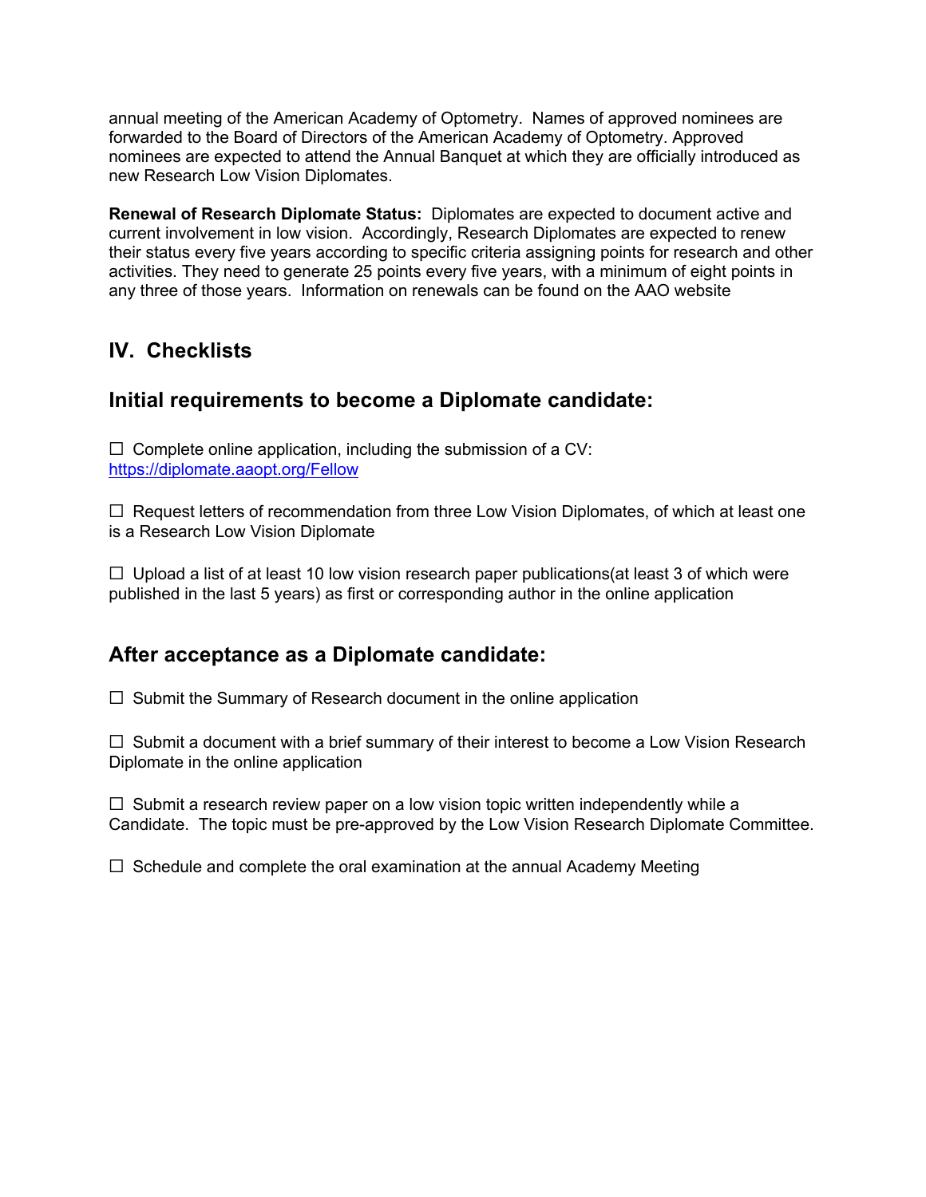annual meeting of the American Academy of Optometry. Names of approved nominees are forwarded to the Board of Directors of the American Academy of Optometry. Approved nominees are expected to attend the Annual Banquet at which they are officially introduced as new Research Low Vision Diplomates.

**Renewal of Research Diplomate Status:** Diplomates are expected to document active and current involvement in low vision. Accordingly, Research Diplomates are expected to renew their status every five years according to specific criteria assigning points for research and other activities. They need to generate 25 points every five years, with a minimum of eight points in any three of those years. Information on renewals can be found on the AAO website

## IV. Checklists

### Initial requirements to become a Diplomate candidate:

☐ Complete online application, including the submission of a CV: [https://diplomate.aaopt.org/Fellow](https://diplomate.aaopt.org/Fellow)

☐ Request letters of recommendation from three Low Vision Diplomates, of which at least one is a Research Low Vision Diplomate

☐ Upload a list of at least 10 low vision research paper publications(at least 3 of which were published in the last 5 years) as first or corresponding author in the online application

### After acceptance as a Diplomate candidate:

☐ Submit the Summary of Research document in the online application

☐ Submit a document with a brief summary of their interest to become a Low Vision Research Diplomate in the online application

☐ Submit a research review paper on a low vision topic written independently while a Candidate. The topic must be pre-approved by the Low Vision Research Diplomate Committee.

☐ Schedule and complete the oral examination at the annual Academy Meeting